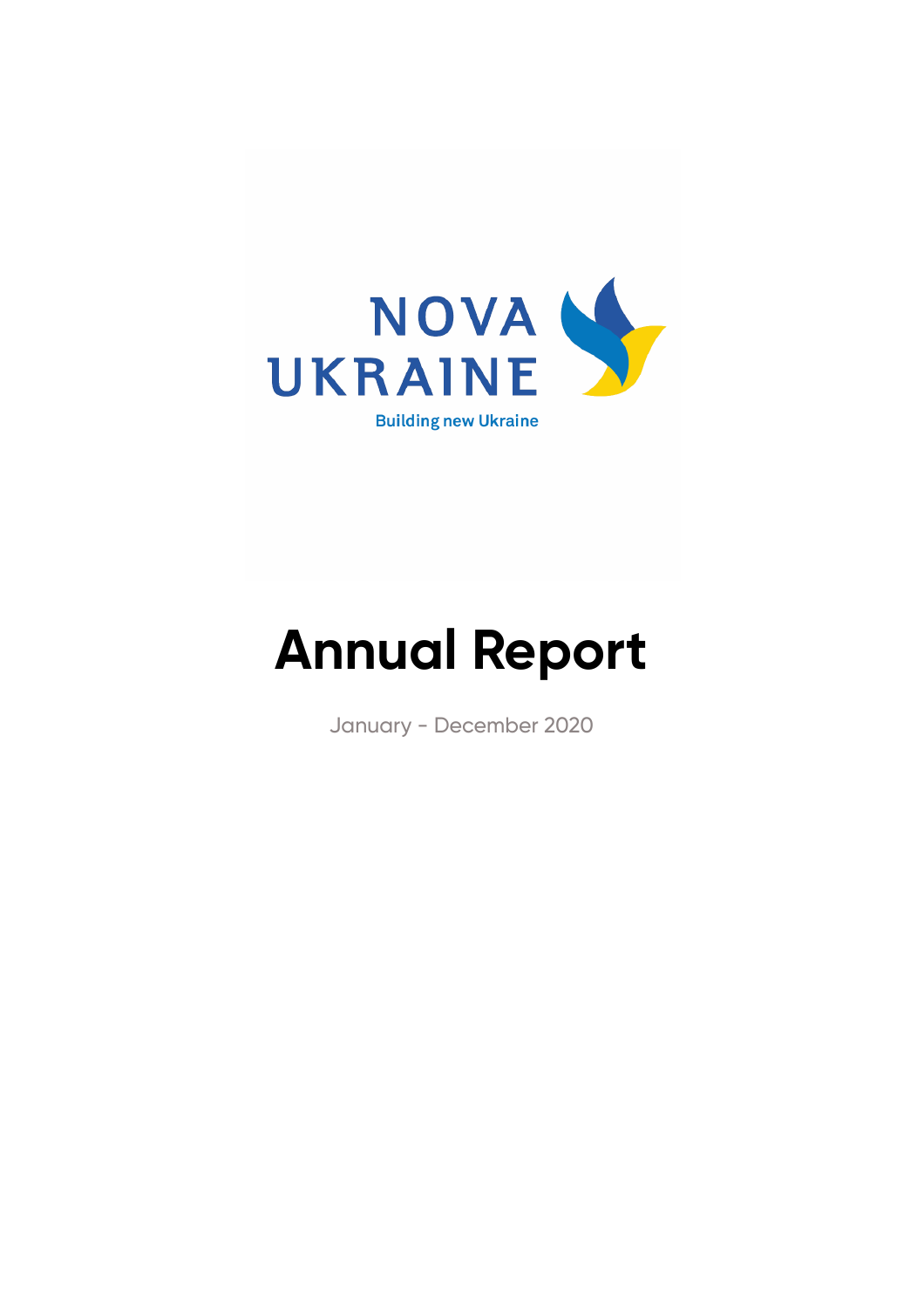NOVA UKRAINE

Building new Ukraine

# Annual Report

January - December 2020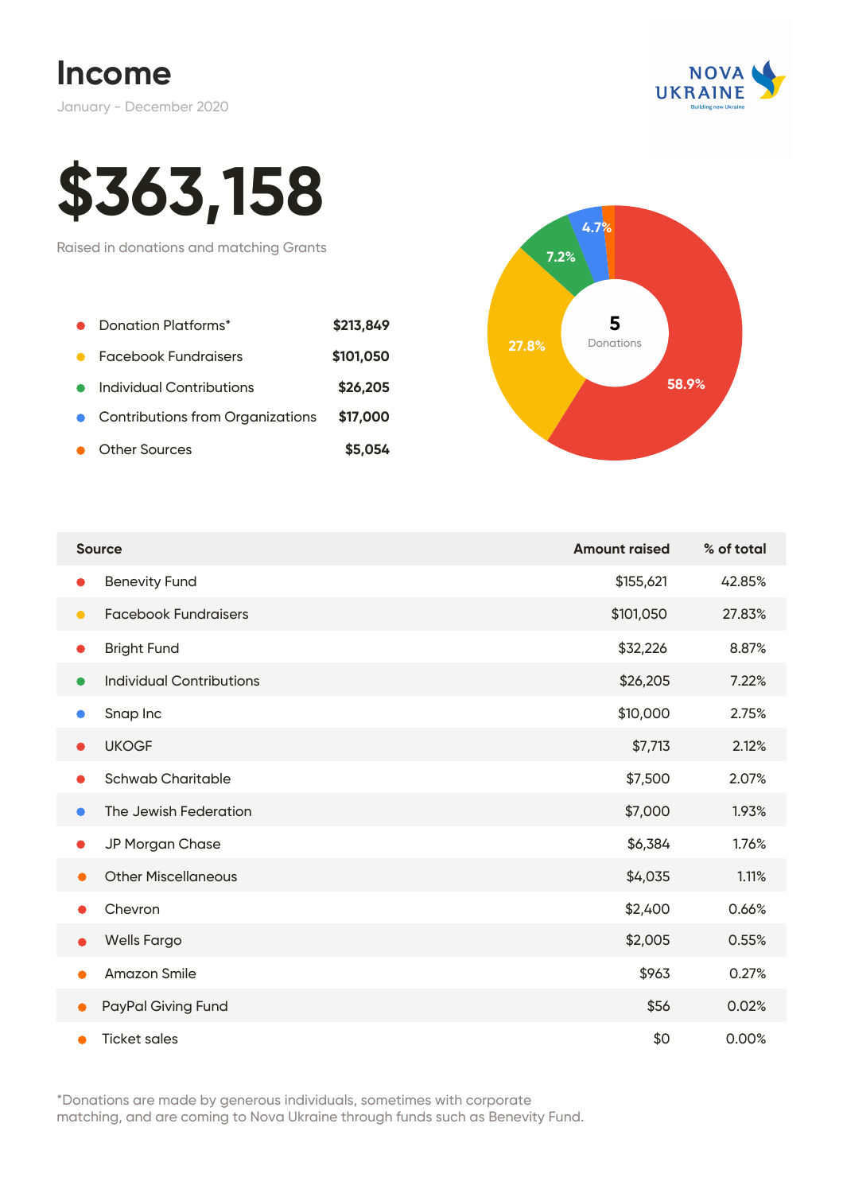# Income

January - December 2020

# $363,158

Raised in donations and matching Grants

| | |
|---|---|
| Donation Platforms* | $213,849 |
| Facebook Fundraisers | $101,050 |
| Individual Contributions | $26,205 |
| Contributions from Organizations | $17,000 |
| Other Sources | $5,054 |

5 Donations

58.9%
27.8%
7.2%
4.7%

| Source | Amount raised | % of total |
|---|---|---|
| Benevity Fund | $155,621 | 42.85% |
| Facebook Fundraisers | $101,050 | 27.83% |
| Bright Fund | $32,226 | 8.87% |
| Individual Contributions | $26,205 | 7.22% |
| Snap Inc | $10,000 | 2.75% |
| UKOGF | $7,713 | 2.12% |
| Schwab Charitable | $7,500 | 2.07% |
| The Jewish Federation | $7,000 | 1.93% |
| JP Morgan Chase | $6,384 | 1.76% |
| Other Miscellaneous | $4,035 | 1.11% |
| Chevron | $2,400 | 0.66% |
| Wells Fargo | $2,005 | 0.55% |
| Amazon Smile | $963 | 0.27% |
| PayPal Giving Fund | $56 | 0.02% |
| Ticket sales | $0 | 0.00% |

*Donations are made by generous individuals, sometimes with corporate matching, and are coming to Nova Ukraine through funds such as Benevity Fund.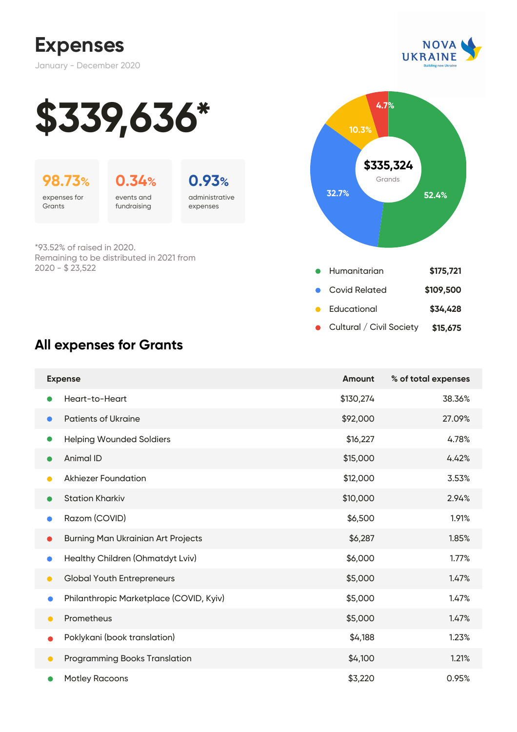# Expenses

January - December 2020

NOVA UKRAINE
Building new Ukraine

# $339,636*

**98.73%**
expenses for Grants

**0.34%**
events and fundraising

**0.93%**
administrative expenses

*93.52% of raised in 2020.
Remaining to be distributed in 2021 from 2020 - $ 23,522

**$335,324**
Grands

52.4% · 32.7% · 10.3% · 4.7%

| Category | Amount |
|---|---|
| Humanitarian | $175,721 |
| Covid Related | $109,500 |
| Educational | $34,428 |
| Cultural / Civil Society | $15,675 |

## All expenses for Grants

| Expense | Amount | % of total expenses |
|---|---|---|
| Heart-to-Heart | $130,274 | 38.36% |
| Patients of Ukraine | $92,000 | 27.09% |
| Helping Wounded Soldiers | $16,227 | 4.78% |
| Animal ID | $15,000 | 4.42% |
| Akhiezer Foundation | $12,000 | 3.53% |
| Station Kharkiv | $10,000 | 2.94% |
| Razom (COVID) | $6,500 | 1.91% |
| Burning Man Ukrainian Art Projects | $6,287 | 1.85% |
| Healthy Children (Ohmatdyt Lviv) | $6,000 | 1.77% |
| Global Youth Entrepreneurs | $5,000 | 1.47% |
| Philanthropic Marketplace (COVID, Kyiv) | $5,000 | 1.47% |
| Prometheus | $5,000 | 1.47% |
| Poklykani (book translation) | $4,188 | 1.23% |
| Programming Books Translation | $4,100 | 1.21% |
| Motley Racoons | $3,220 | 0.95% |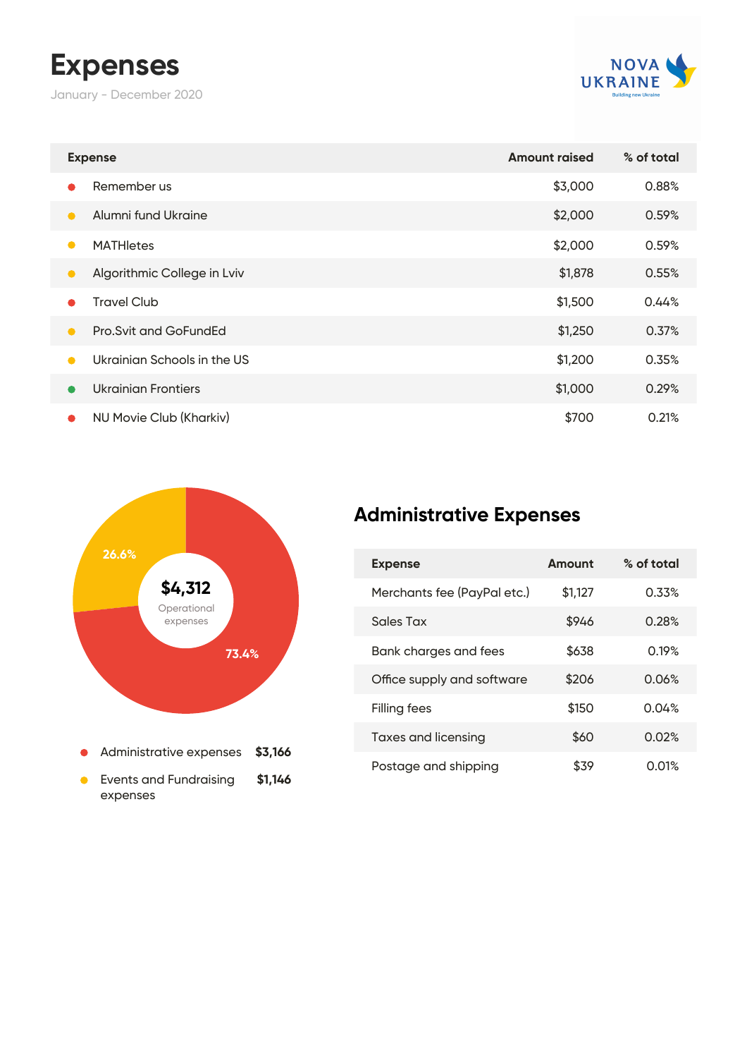# Expenses

January - December 2020

| Expense | Amount raised | % of total |
|---|---|---|
| Remember us | $3,000 | 0.88% |
| Alumni fund Ukraine | $2,000 | 0.59% |
| MATHletes | $2,000 | 0.59% |
| Algorithmic College in Lviv | $1,878 | 0.55% |
| Travel Club | $1,500 | 0.44% |
| Pro.Svit and GoFundEd | $1,250 | 0.37% |
| Ukrainian Schools in the US | $1,200 | 0.35% |
| Ukrainian Frontiers | $1,000 | 0.29% |
| NU Movie Club (Kharkiv) | $700 | 0.21% |

**$4,312** Operational expenses

26.6%

73.4%

- Administrative expenses **$3,166**
- Events and Fundraising expenses **$1,146**

## Administrative Expenses

| Expense | Amount | % of total |
|---|---|---|
| Merchants fee (PayPal etc.) | $1,127 | 0.33% |
| Sales Tax | $946 | 0.28% |
| Bank charges and fees | $638 | 0.19% |
| Office supply and software | $206 | 0.06% |
| Filling fees | $150 | 0.04% |
| Taxes and licensing | $60 | 0.02% |
| Postage and shipping | $39 | 0.01% |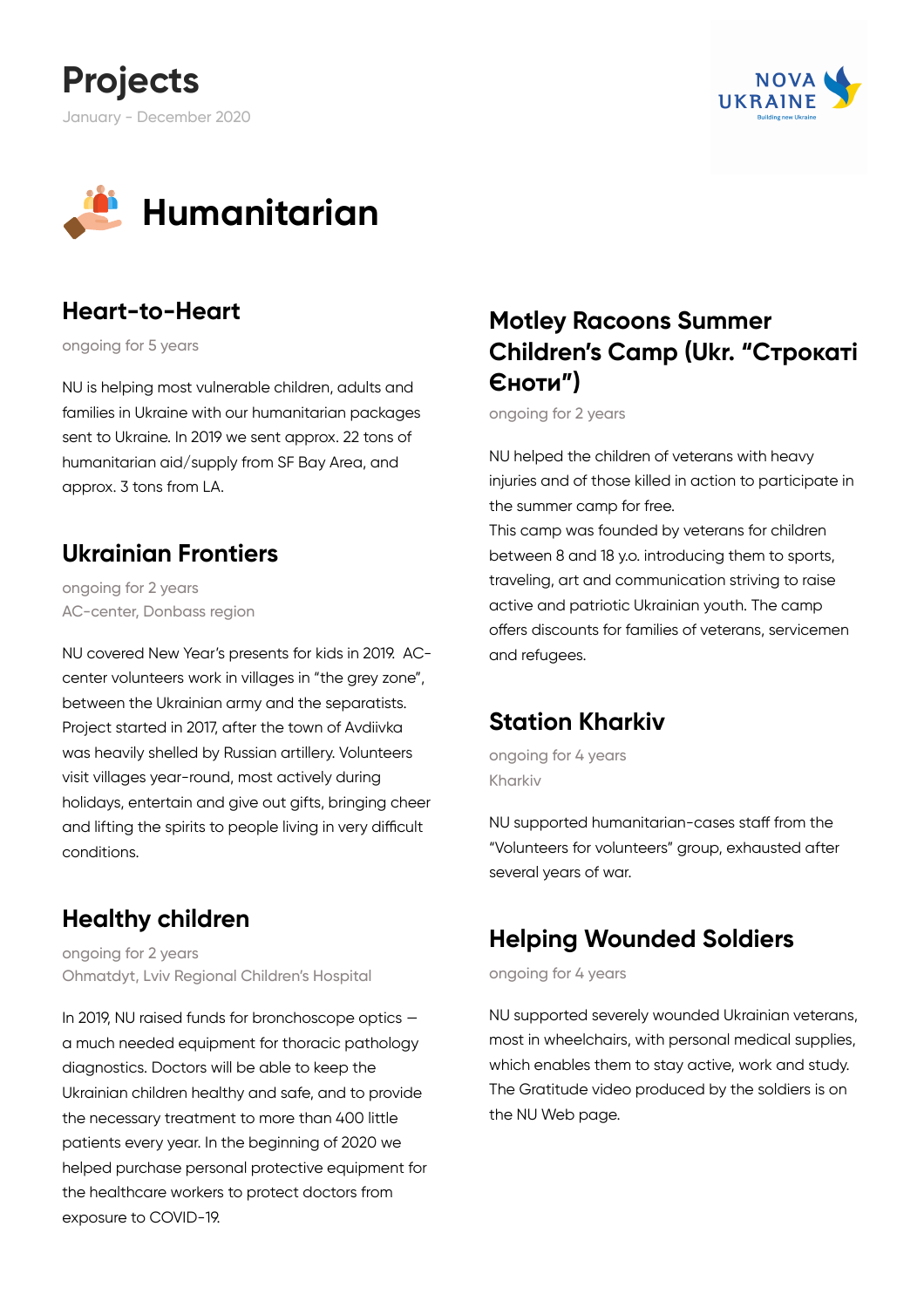# Projects

January - December 2020

## Humanitarian

### Heart-to-Heart

ongoing for 5 years

NU is helping most vulnerable children, adults and families in Ukraine with our humanitarian packages sent to Ukraine. In 2019 we sent approx. 22 tons of humanitarian aid/supply from SF Bay Area, and approx. 3 tons from LA.

### Ukrainian Frontiers

ongoing for 2 years
AC-center, Donbass region

NU covered New Year's presents for kids in 2019. AC-center volunteers work in villages in "the grey zone", between the Ukrainian army and the separatists. Project started in 2017, after the town of Avdiivka was heavily shelled by Russian artillery. Volunteers visit villages year-round, most actively during holidays, entertain and give out gifts, bringing cheer and lifting the spirits to people living in very difficult conditions.

### Healthy children

ongoing for 2 years
Ohmatdyt, Lviv Regional Children's Hospital

In 2019, NU raised funds for bronchoscope optics — a much needed equipment for thoracic pathology diagnostics. Doctors will be able to keep the Ukrainian children healthy and safe, and to provide the necessary treatment to more than 400 little patients every year. In the beginning of 2020 we helped purchase personal protective equipment for the healthcare workers to protect doctors from exposure to COVID-19.

### Motley Racoons Summer Children's Camp (Ukr. "Строкаті Єноти")

ongoing for 2 years

NU helped the children of veterans with heavy injuries and of those killed in action to participate in the summer camp for free.
This camp was founded by veterans for children between 8 and 18 y.o. introducing them to sports, traveling, art and communication striving to raise active and patriotic Ukrainian youth. The camp offers discounts for families of veterans, servicemen and refugees.

### Station Kharkiv

ongoing for 4 years
Kharkiv

NU supported humanitarian-cases staff from the "Volunteers for volunteers" group, exhausted after several years of war.

### Helping Wounded Soldiers

ongoing for 4 years

NU supported severely wounded Ukrainian veterans, most in wheelchairs, with personal medical supplies, which enables them to stay active, work and study. The Gratitude video produced by the soldiers is on the NU Web page.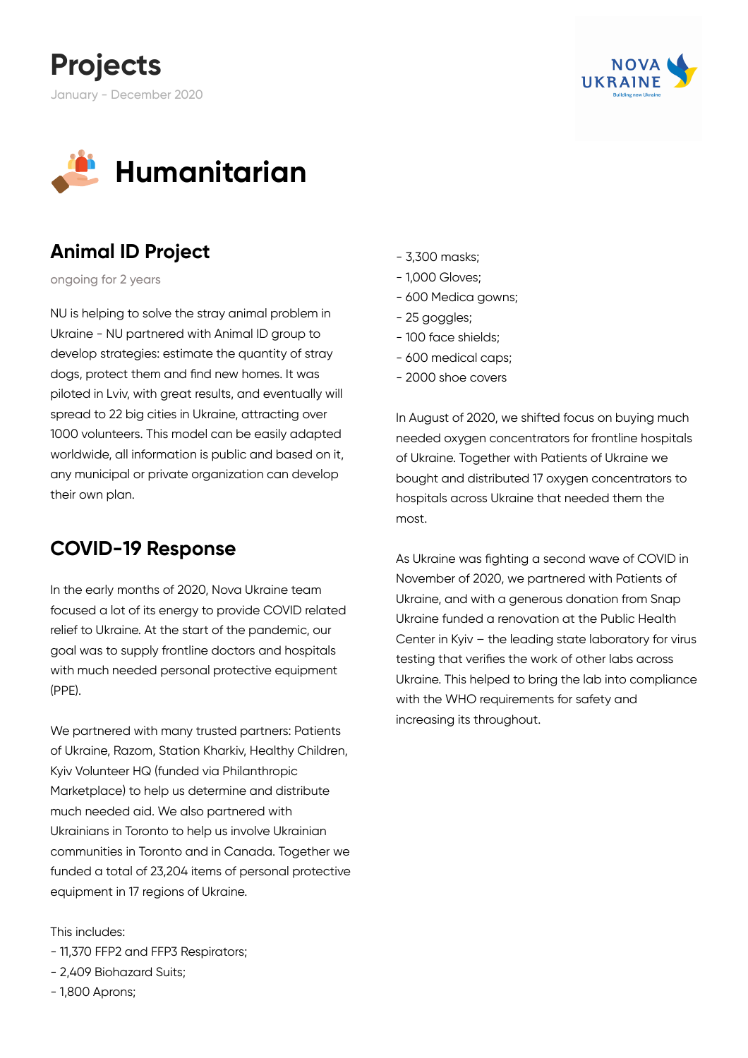# Projects

January - December 2020

## Humanitarian

### Animal ID Project

ongoing for 2 years

NU is helping to solve the stray animal problem in Ukraine - NU partnered with Animal ID group to develop strategies: estimate the quantity of stray dogs, protect them and find new homes. It was piloted in Lviv, with great results, and eventually will spread to 22 big cities in Ukraine, attracting over 1000 volunteers. This model can be easily adapted worldwide, all information is public and based on it, any municipal or private organization can develop their own plan.

### COVID-19 Response

In the early months of 2020, Nova Ukraine team focused a lot of its energy to provide COVID related relief to Ukraine. At the start of the pandemic, our goal was to supply frontline doctors and hospitals with much needed personal protective equipment (PPE).

We partnered with many trusted partners: Patients of Ukraine, Razom, Station Kharkiv, Healthy Children, Kyiv Volunteer HQ (funded via Philanthropic Marketplace) to help us determine and distribute much needed aid. We also partnered with Ukrainians in Toronto to help us involve Ukrainian communities in Toronto and in Canada. Together we funded a total of 23,204 items of personal protective equipment in 17 regions of Ukraine.

This includes:
- 11,370 FFP2 and FFP3 Respirators;
- 2,409 Biohazard Suits;
- 1,800 Aprons;
- 3,300 masks;
- 1,000 Gloves;
- 600 Medica gowns;
- 25 goggles;
- 100 face shields;
- 600 medical caps;
- 2000 shoe covers

In August of 2020, we shifted focus on buying much needed oxygen concentrators for frontline hospitals of Ukraine. Together with Patients of Ukraine we bought and distributed 17 oxygen concentrators to hospitals across Ukraine that needed them the most.

As Ukraine was fighting a second wave of COVID in November of 2020, we partnered with Patients of Ukraine, and with a generous donation from Snap Ukraine funded a renovation at the Public Health Center in Kyiv – the leading state laboratory for virus testing that verifies the work of other labs across Ukraine. This helped to bring the lab into compliance with the WHO requirements for safety and increasing its throughout.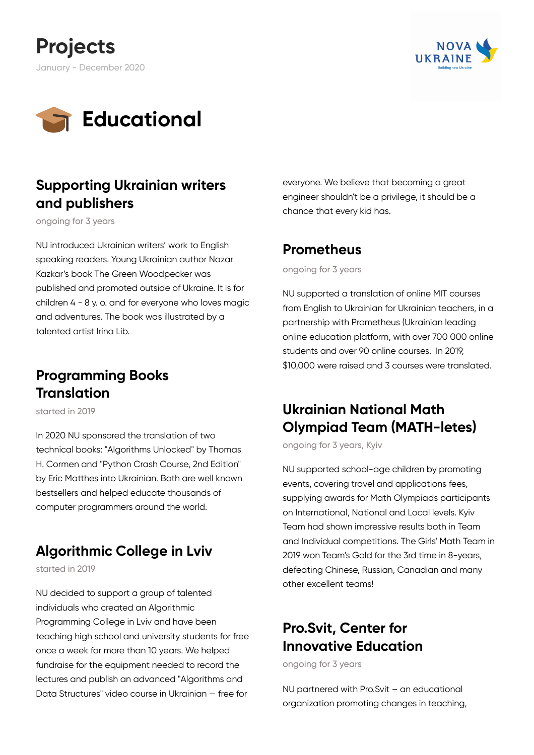# Projects

January - December 2020

## Educational

### Supporting Ukrainian writers and publishers

ongoing for 3 years

NU introduced Ukrainian writers' work to English speaking readers. Young Ukrainian author Nazar Kazkar's book The Green Woodpecker was published and promoted outside of Ukraine. It is for children 4 - 8 y. o. and for everyone who loves magic and adventures. The book was illustrated by a talented artist Irina Lib.

### Programming Books Translation

started in 2019

In 2020 NU sponsored the translation of two technical books: "Algorithms Unlocked" by Thomas H. Cormen and "Python Crash Course, 2nd Edition" by Eric Matthes into Ukrainian. Both are well known bestsellers and helped educate thousands of computer programmers around the world.

### Algorithmic College in Lviv

started in 2019

NU decided to support a group of talented individuals who created an Algorithmic Programming College in Lviv and have been teaching high school and university students for free once a week for more than 10 years. We helped fundraise for the equipment needed to record the lectures and publish an advanced "Algorithms and Data Structures" video course in Ukrainian – free for everyone. We believe that becoming a great engineer shouldn't be a privilege, it should be a chance that every kid has.

### Prometheus

ongoing for 3 years

NU supported a translation of online MIT courses from English to Ukrainian for Ukrainian teachers, in a partnership with Prometheus (Ukrainian leading online education platform, with over 700 000 online students and over 90 online courses. In 2019, $10,000 were raised and 3 courses were translated.

### Ukrainian National Math Olympiad Team (MATH-letes)

ongoing for 3 years, Kyiv

NU supported school-age children by promoting events, covering travel and applications fees, supplying awards for Math Olympiads participants on International, National and Local levels. Kyiv Team had shown impressive results both in Team and Individual competitions. The Girls' Math Team in 2019 won Team's Gold for the 3rd time in 8-years, defeating Chinese, Russian, Canadian and many other excellent teams!

### Pro.Svit, Center for Innovative Education

ongoing for 3 years

NU partnered with Pro.Svit – an educational organization promoting changes in teaching,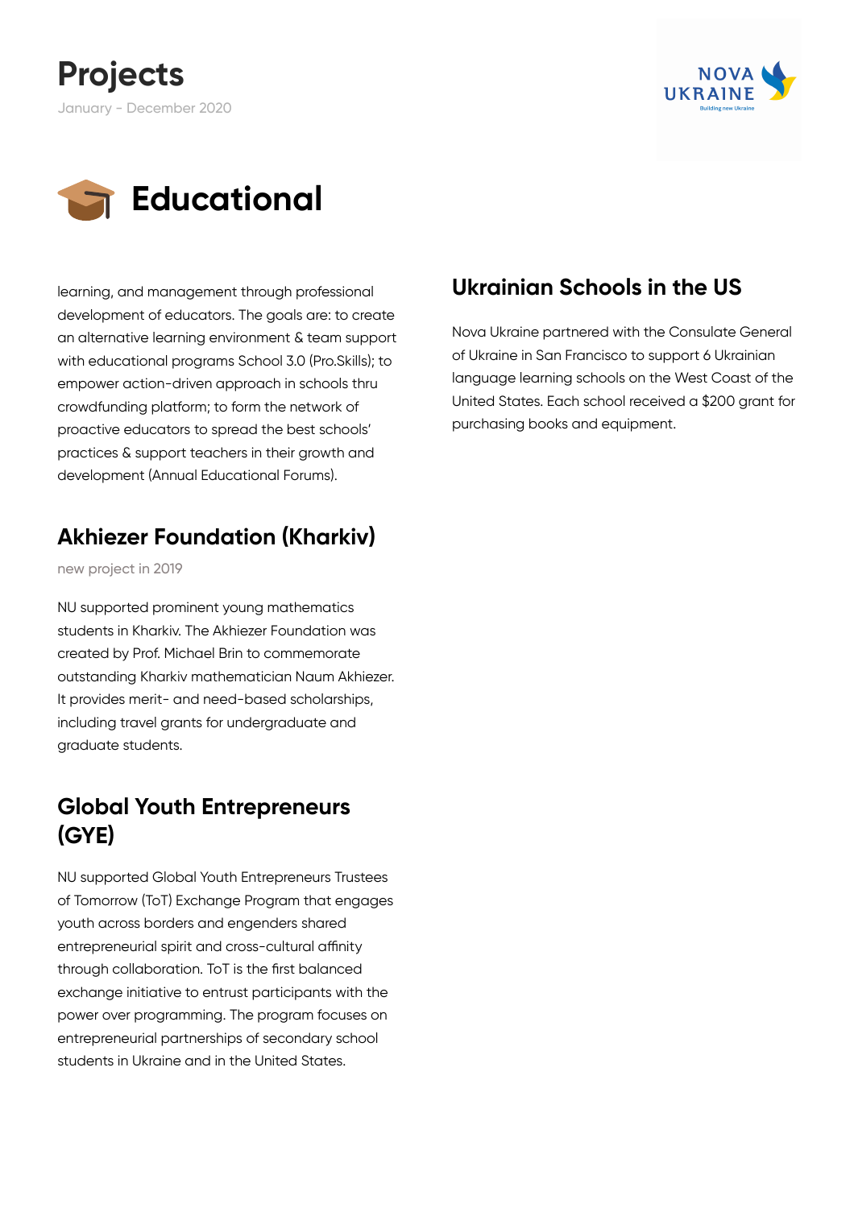# Projects

January - December 2020

## Educational

learning, and management through professional development of educators. The goals are: to create an alternative learning environment & team support with educational programs School 3.0 (Pro.Skills); to empower action-driven approach in schools thru crowdfunding platform; to form the network of proactive educators to spread the best schools' practices & support teachers in their growth and development (Annual Educational Forums).

### Akhiezer Foundation (Kharkiv)

new project in 2019

NU supported prominent young mathematics students in Kharkiv. The Akhiezer Foundation was created by Prof. Michael Brin to commemorate outstanding Kharkiv mathematician Naum Akhiezer. It provides merit- and need-based scholarships, including travel grants for undergraduate and graduate students.

### Global Youth Entrepreneurs (GYE)

NU supported Global Youth Entrepreneurs Trustees of Tomorrow (ToT) Exchange Program that engages youth across borders and engenders shared entrepreneurial spirit and cross-cultural affinity through collaboration. ToT is the first balanced exchange initiative to entrust participants with the power over programming. The program focuses on entrepreneurial partnerships of secondary school students in Ukraine and in the United States.

### Ukrainian Schools in the US

Nova Ukraine partnered with the Consulate General of Ukraine in San Francisco to support 6 Ukrainian language learning schools on the West Coast of the United States. Each school received a $200 grant for purchasing books and equipment.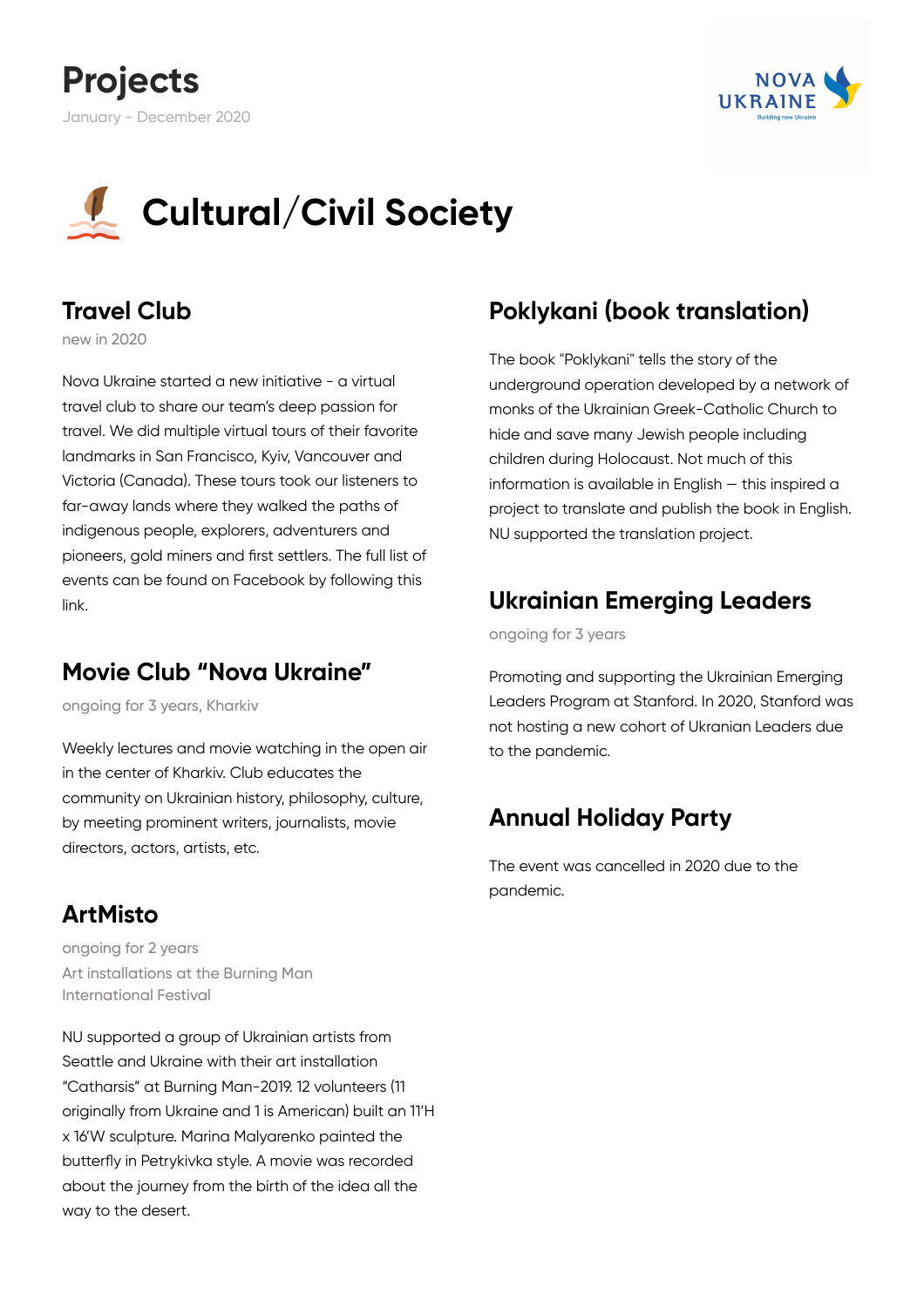# Projects

January - December 2020

## Cultural/Civil Society

### Travel Club

new in 2020

Nova Ukraine started a new initiative - a virtual travel club to share our team's deep passion for travel. We did multiple virtual tours of their favorite landmarks in San Francisco, Kyiv, Vancouver and Victoria (Canada). These tours took our listeners to far-away lands where they walked the paths of indigenous people, explorers, adventurers and pioneers, gold miners and first settlers. The full list of events can be found on Facebook by following this link.

### Movie Club "Nova Ukraine"

ongoing for 3 years, Kharkiv

Weekly lectures and movie watching in the open air in the center of Kharkiv. Club educates the community on Ukrainian history, philosophy, culture, by meeting prominent writers, journalists, movie directors, actors, artists, etc.

### ArtMisto

ongoing for 2 years

Art installations at the Burning Man International Festival

NU supported a group of Ukrainian artists from Seattle and Ukraine with their art installation "Catharsis" at Burning Man-2019. 12 volunteers (11 originally from Ukraine and 1 is American) built an 11'H x 16'W sculpture. Marina Malyarenko painted the butterfly in Petrykivka style. A movie was recorded about the journey from the birth of the idea all the way to the desert.

### Poklykani (book translation)

The book "Poklykani" tells the story of the underground operation developed by a network of monks of the Ukrainian Greek-Catholic Church to hide and save many Jewish people including children during Holocaust. Not much of this information is available in English — this inspired a project to translate and publish the book in English. NU supported the translation project.

### Ukrainian Emerging Leaders

ongoing for 3 years

Promoting and supporting the Ukrainian Emerging Leaders Program at Stanford. In 2020, Stanford was not hosting a new cohort of Ukranian Leaders due to the pandemic.

### Annual Holiday Party

The event was cancelled in 2020 due to the pandemic.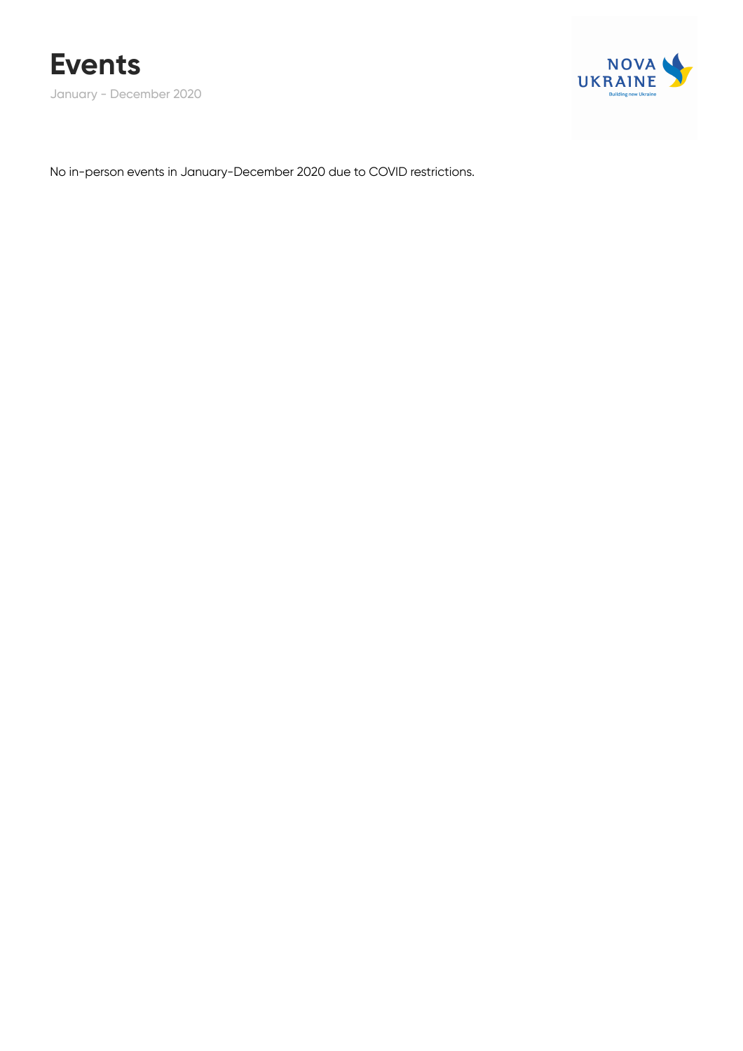# Events

January - December 2020

No in-person events in January-December 2020 due to COVID restrictions.